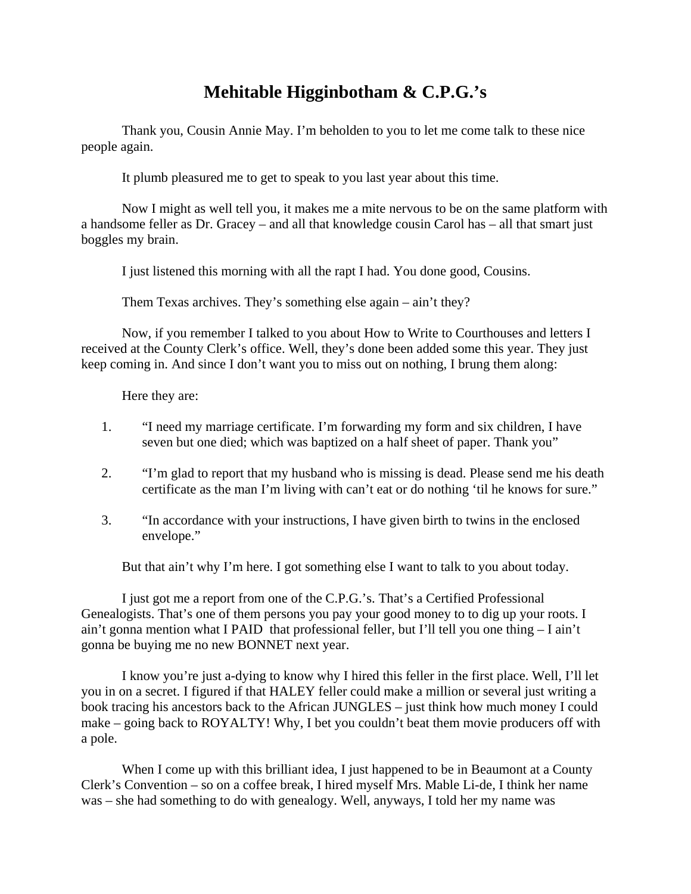# Mehitable Higginbotham & C.P.G.'s

Thank you, Cousin Annie May. I'm beholden to you to let me come talk to these nice people again.

It plumb pleasured me to get to speak to you last year about this time.

Now I might as well tell you, it makes me a mite nervous to be on the same platform with a handsome feller as Dr. Gracey – and all that knowledge cousin Carol has – all that smart just boggles my brain.

I just listened this morning with all the rapt I had. You done good, Cousins.

Them Texas archives. They's something else again – ain't they?

Now, if you remember I talked to you about How to Write to Courthouses and letters I received at the County Clerk's office. Well, they's done been added some this year. They just keep coming in. And since I don't want you to miss out on nothing, I brung them along:

Here they are:

1. "I need my marriage certificate. I'm forwarding my form and six children, I have seven but one died; which was baptized on a half sheet of paper. Thank you"

2. "I'm glad to report that my husband who is missing is dead. Please send me his death certificate as the man I'm living with can't eat or do nothing 'til he knows for sure."

3. "In accordance with your instructions, I have given birth to twins in the enclosed envelope."

But that ain't why I'm here. I got something else I want to talk to you about today.

I just got me a report from one of the C.P.G.'s. That's a Certified Professional Genealogists. That's one of them persons you pay your good money to to dig up your roots. I ain't gonna mention what I PAID that professional feller, but I'll tell you one thing – I ain't gonna be buying me no new BONNET next year.

I know you're just a-dying to know why I hired this feller in the first place. Well, I'll let you in on a secret. I figured if that HALEY feller could make a million or several just writing a book tracing his ancestors back to the African JUNGLES – just think how much money I could make – going back to ROYALTY! Why, I bet you couldn't beat them movie producers off with a pole.

When I come up with this brilliant idea, I just happened to be in Beaumont at a County Clerk's Convention – so on a coffee break, I hired myself Mrs. Mable Li-de, I think her name was – she had something to do with genealogy. Well, anyways, I told her my name was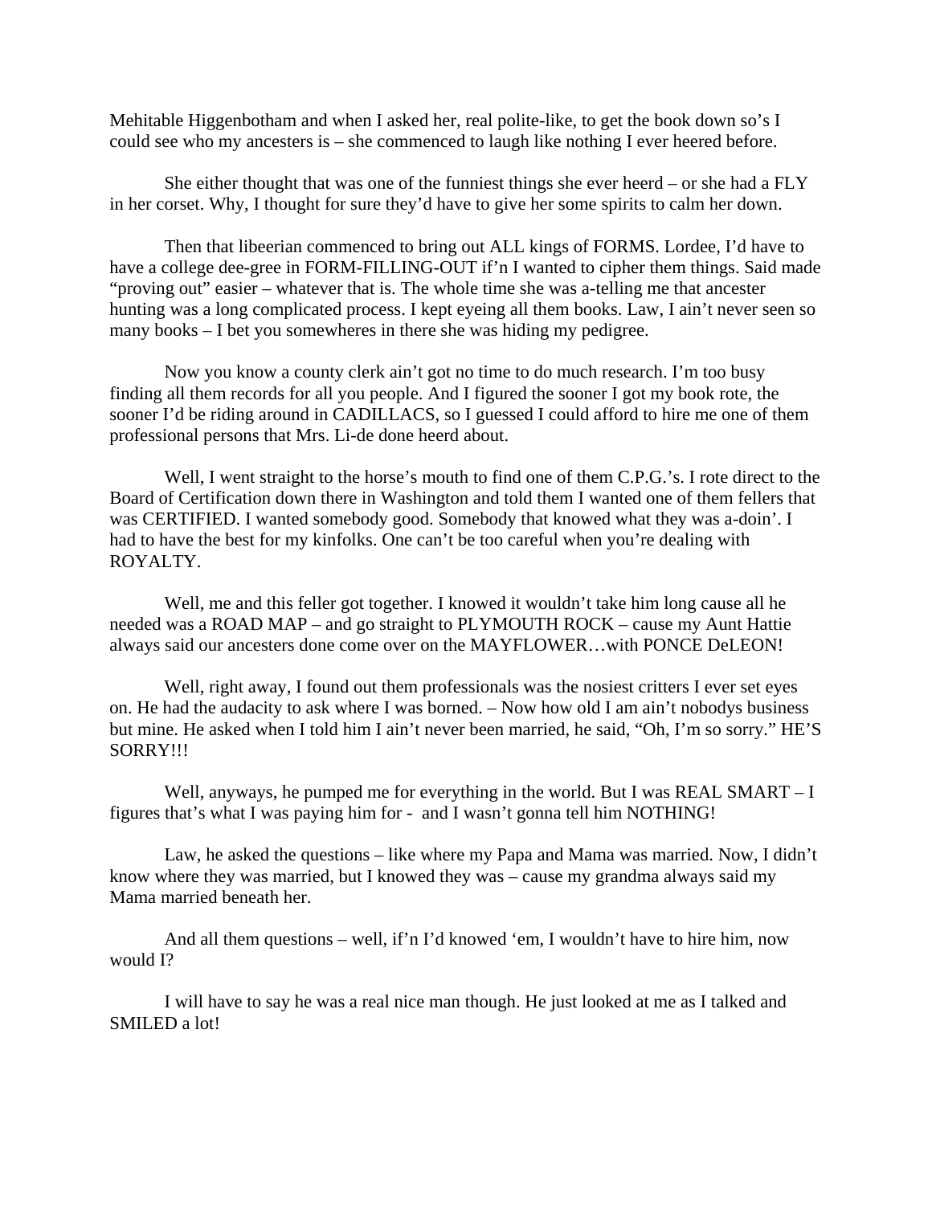Mehitable Higgenbotham and when I asked her, real polite-like, to get the book down so's I could see who my ancesters is – she commenced to laugh like nothing I ever heered before.

She either thought that was one of the funniest things she ever heerd – or she had a FLY in her corset. Why, I thought for sure they'd have to give her some spirits to calm her down.

Then that libeerian commenced to bring out ALL kings of FORMS. Lordee, I'd have to have a college dee-gree in FORM-FILLING-OUT if'n I wanted to cipher them things. Said made "proving out" easier – whatever that is. The whole time she was a-telling me that ancester hunting was a long complicated process. I kept eyeing all them books. Law, I ain't never seen so many books – I bet you somewheres in there she was hiding my pedigree.

Now you know a county clerk ain't got no time to do much research. I'm too busy finding all them records for all you people. And I figured the sooner I got my book rote, the sooner I'd be riding around in CADILLACS, so I guessed I could afford to hire me one of them professional persons that Mrs. Li-de done heerd about.

Well, I went straight to the horse's mouth to find one of them C.P.G.'s. I rote direct to the Board of Certification down there in Washington and told them I wanted one of them fellers that was CERTIFIED. I wanted somebody good. Somebody that knowed what they was a-doin'. I had to have the best for my kinfolks. One can't be too careful when you're dealing with ROYALTY.

Well, me and this feller got together. I knowed it wouldn't take him long cause all he needed was a ROAD MAP – and go straight to PLYMOUTH ROCK – cause my Aunt Hattie always said our ancesters done come over on the MAYFLOWER…with PONCE DeLEON!

Well, right away, I found out them professionals was the nosiest critters I ever set eyes on. He had the audacity to ask where I was borned. – Now how old I am ain't nobodys business but mine. He asked when I told him I ain't never been married, he said, "Oh, I'm so sorry." HE'S SORRY!!!

Well, anyways, he pumped me for everything in the world. But I was REAL SMART – I figures that's what I was paying him for - and I wasn't gonna tell him NOTHING!

Law, he asked the questions – like where my Papa and Mama was married. Now, I didn't know where they was married, but I knowed they was – cause my grandma always said my Mama married beneath her.

And all them questions – well, if'n I'd knowed 'em, I wouldn't have to hire him, now would I?

I will have to say he was a real nice man though. He just looked at me as I talked and SMILED a lot!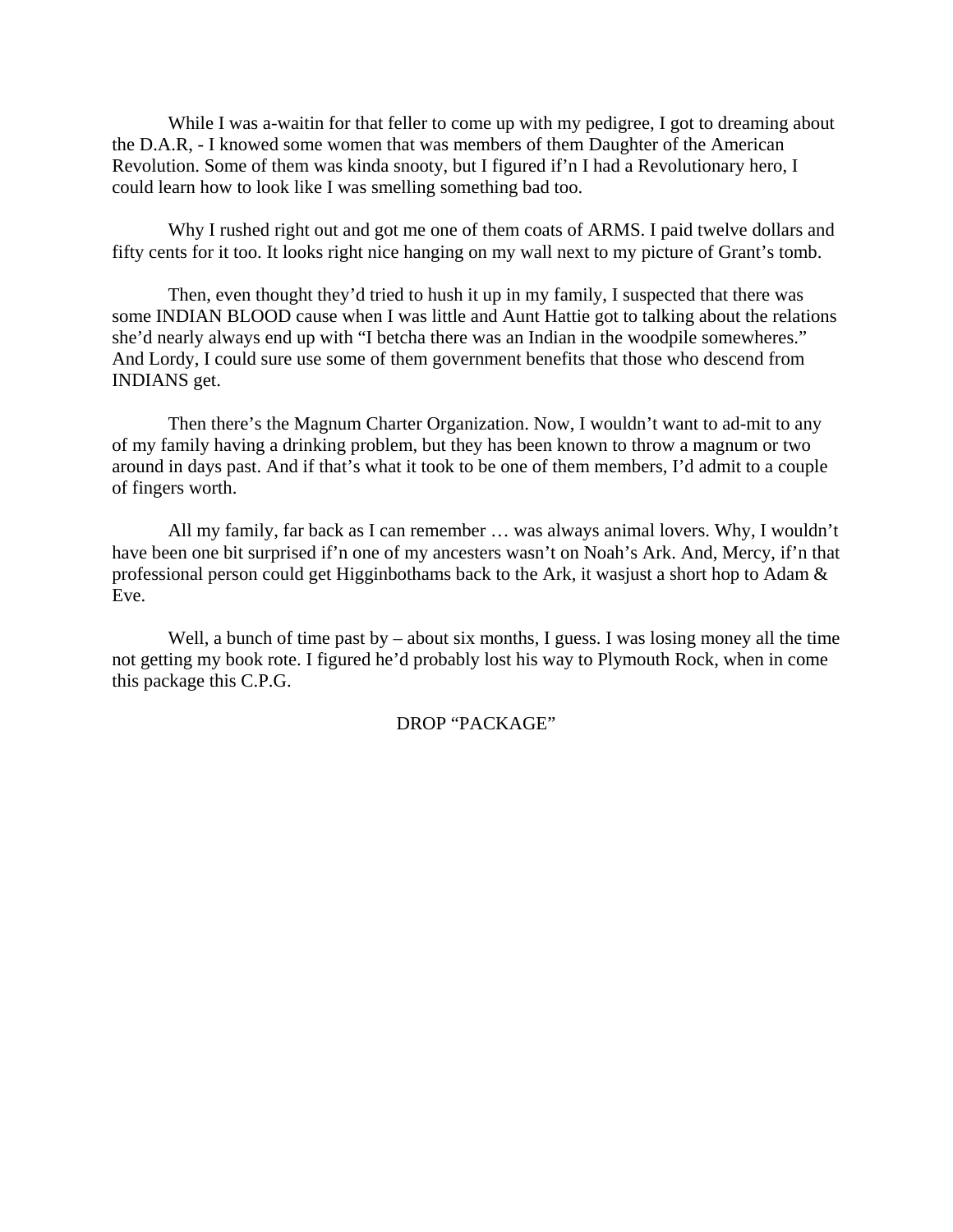While I was a-waitin for that feller to come up with my pedigree, I got to dreaming about the D.A.R, - I knowed some women that was members of them Daughter of the American Revolution. Some of them was kinda snooty, but I figured if'n I had a Revolutionary hero, I could learn how to look like I was smelling something bad too.

Why I rushed right out and got me one of them coats of ARMS. I paid twelve dollars and fifty cents for it too. It looks right nice hanging on my wall next to my picture of Grant's tomb.

Then, even thought they'd tried to hush it up in my family, I suspected that there was some INDIAN BLOOD cause when I was little and Aunt Hattie got to talking about the relations she'd nearly always end up with "I betcha there was an Indian in the woodpile somewheres." And Lordy, I could sure use some of them government benefits that those who descend from INDIANS get.

Then there's the Magnum Charter Organization. Now, I wouldn't want to ad-mit to any of my family having a drinking problem, but they has been known to throw a magnum or two around in days past. And if that's what it took to be one of them members, I'd admit to a couple of fingers worth.

All my family, far back as I can remember … was always animal lovers. Why, I wouldn't have been one bit surprised if'n one of my ancesters wasn't on Noah's Ark. And, Mercy, if'n that professional person could get Higginbothams back to the Ark, it wasjust a short hop to Adam & Eve.

Well, a bunch of time past by – about six months, I guess. I was losing money all the time not getting my book rote. I figured he'd probably lost his way to Plymouth Rock, when in come this package this C.P.G.

DROP "PACKAGE"